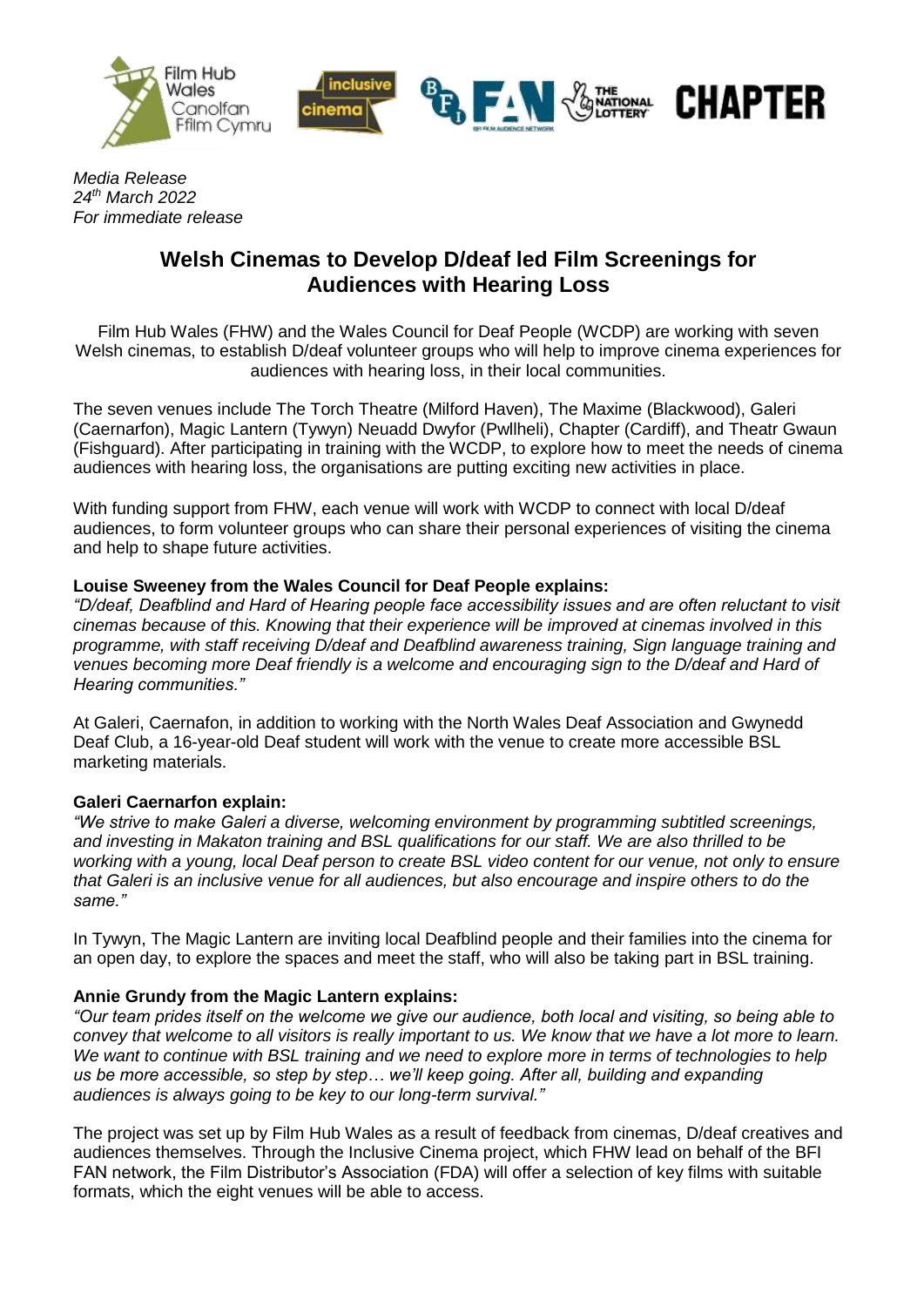*Media Release*
*24th March 2022*
*For immediate release*

# Welsh Cinemas to Develop D/deaf led Film Screenings for Audiences with Hearing Loss

Film Hub Wales (FHW) and the Wales Council for Deaf People (WCDP) are working with seven Welsh cinemas, to establish D/deaf volunteer groups who will help to improve cinema experiences for audiences with hearing loss, in their local communities.

The seven venues include The Torch Theatre (Milford Haven), The Maxime (Blackwood), Galeri (Caernarfon), Magic Lantern (Tywyn) Neuadd Dwyfor (Pwllheli), Chapter (Cardiff), and Theatr Gwaun (Fishguard). After participating in training with the WCDP, to explore how to meet the needs of cinema audiences with hearing loss, the organisations are putting exciting new activities in place.

With funding support from FHW, each venue will work with WCDP to connect with local D/deaf audiences, to form volunteer groups who can share their personal experiences of visiting the cinema and help to shape future activities.

**Louise Sweeney from the Wales Council for Deaf People explains:**

*"D/deaf, Deafblind and Hard of Hearing people face accessibility issues and are often reluctant to visit cinemas because of this. Knowing that their experience will be improved at cinemas involved in this programme, with staff receiving D/deaf and Deafblind awareness training, Sign language training and venues becoming more Deaf friendly is a welcome and encouraging sign to the D/deaf and Hard of Hearing communities."*

At Galeri, Caernafon, in addition to working with the North Wales Deaf Association and Gwynedd Deaf Club, a 16-year-old Deaf student will work with the venue to create more accessible BSL marketing materials.

**Galeri Caernarfon explain:**

*"We strive to make Galeri a diverse, welcoming environment by programming subtitled screenings, and investing in Makaton training and BSL qualifications for our staff. We are also thrilled to be working with a young, local Deaf person to create BSL video content for our venue, not only to ensure that Galeri is an inclusive venue for all audiences, but also encourage and inspire others to do the same."*

In Tywyn, The Magic Lantern are inviting local Deafblind people and their families into the cinema for an open day, to explore the spaces and meet the staff, who will also be taking part in BSL training.

**Annie Grundy from the Magic Lantern explains:**

*"Our team prides itself on the welcome we give our audience, both local and visiting, so being able to convey that welcome to all visitors is really important to us. We know that we have a lot more to learn. We want to continue with BSL training and we need to explore more in terms of technologies to help us be more accessible, so step by step… we'll keep going. After all, building and expanding audiences is always going to be key to our long-term survival."*

The project was set up by Film Hub Wales as a result of feedback from cinemas, D/deaf creatives and audiences themselves. Through the Inclusive Cinema project, which FHW lead on behalf of the BFI FAN network, the Film Distributor's Association (FDA) will offer a selection of key films with suitable formats, which the eight venues will be able to access.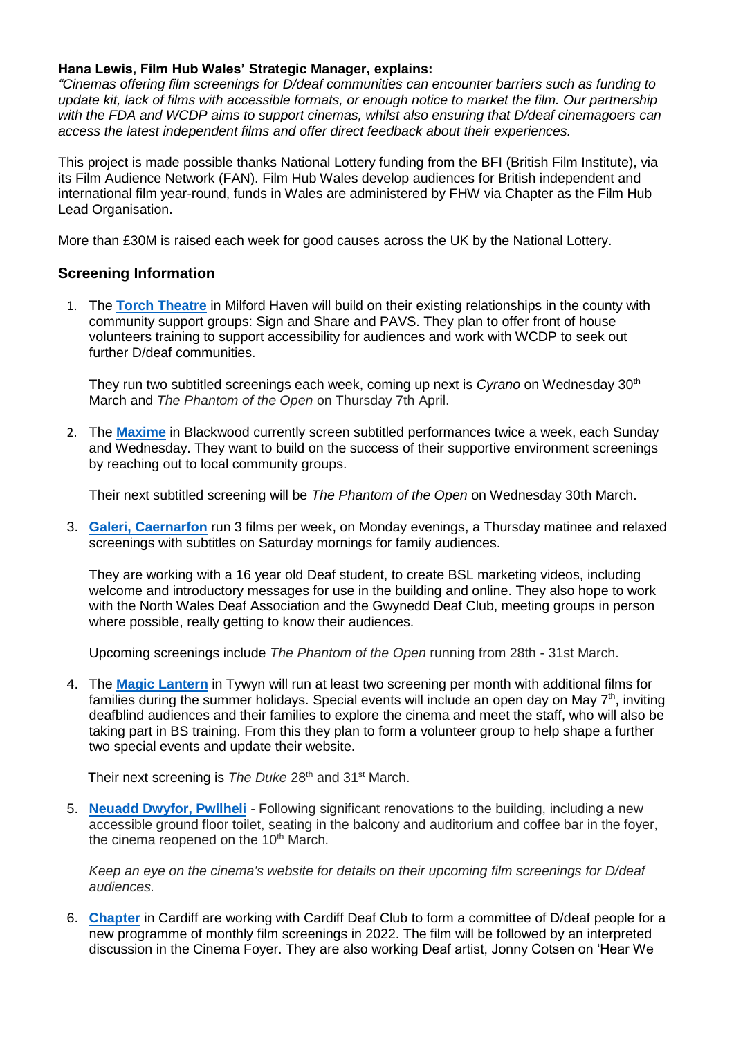**Hana Lewis, Film Hub Wales' Strategic Manager, explains:**
*"Cinemas offering film screenings for D/deaf communities can encounter barriers such as funding to update kit, lack of films with accessible formats, or enough notice to market the film. Our partnership with the FDA and WCDP aims to support cinemas, whilst also ensuring that D/deaf cinemagoers can access the latest independent films and offer direct feedback about their experiences.*

This project is made possible thanks National Lottery funding from the BFI (British Film Institute), via its Film Audience Network (FAN). Film Hub Wales develop audiences for British independent and international film year-round, funds in Wales are administered by FHW via Chapter as the Film Hub Lead Organisation.

More than £30M is raised each week for good causes across the UK by the National Lottery.

## Screening Information

1. The **Torch Theatre** in Milford Haven will build on their existing relationships in the county with community support groups: Sign and Share and PAVS. They plan to offer front of house volunteers training to support accessibility for audiences and work with WCDP to seek out further D/deaf communities.

   They run two subtitled screenings each week, coming up next is *Cyrano* on Wednesday 30th March and *The Phantom of the Open* on Thursday 7th April.

2. The **Maxime** in Blackwood currently screen subtitled performances twice a week, each Sunday and Wednesday. They want to build on the success of their supportive environment screenings by reaching out to local community groups.

   Their next subtitled screening will be *The Phantom of the Open* on Wednesday 30th March.

3. **Galeri, Caernarfon** run 3 films per week, on Monday evenings, a Thursday matinee and relaxed screenings with subtitles on Saturday mornings for family audiences.

   They are working with a 16 year old Deaf student, to create BSL marketing videos, including welcome and introductory messages for use in the building and online. They also hope to work with the North Wales Deaf Association and the Gwynedd Deaf Club, meeting groups in person where possible, really getting to know their audiences.

   Upcoming screenings include *The Phantom of the Open* running from 28th - 31st March.

4. The **Magic Lantern** in Tywyn will run at least two screening per month with additional films for families during the summer holidays. Special events will include an open day on May 7th, inviting deafblind audiences and their families to explore the cinema and meet the staff, who will also be taking part in BS training. From this they plan to form a volunteer group to help shape a further two special events and update their website.

   Their next screening is *The Duke* 28th and 31st March.

5. **Neuadd Dwyfor, Pwllheli** - Following significant renovations to the building, including a new accessible ground floor toilet, seating in the balcony and auditorium and coffee bar in the foyer, the cinema reopened on the 10th March.

   *Keep an eye on the cinema's website for details on their upcoming film screenings for D/deaf audiences.*

6. **Chapter** in Cardiff are working with Cardiff Deaf Club to form a committee of D/deaf people for a new programme of monthly film screenings in 2022. The film will be followed by an interpreted discussion in the Cinema Foyer. They are also working Deaf artist, Jonny Cotsen on 'Hear We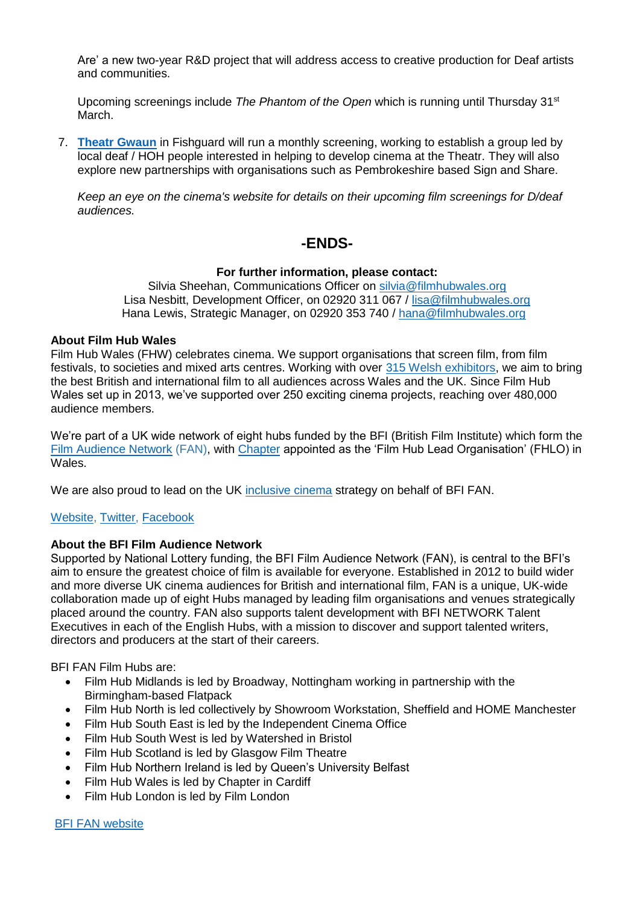Are' a new two-year R&D project that will address access to creative production for Deaf artists and communities.

Upcoming screenings include *The Phantom of the Open* which is running until Thursday 31st March.

7. **Theatr Gwaun** in Fishguard will run a monthly screening, working to establish a group led by local deaf / HOH people interested in helping to develop cinema at the Theatr. They will also explore new partnerships with organisations such as Pembrokeshire based Sign and Share.

   *Keep an eye on the cinema's website for details on their upcoming film screenings for D/deaf audiences.*

## -ENDS-

**For further information, please contact:**
Silvia Sheehan, Communications Officer on silvia@filmhubwales.org
Lisa Nesbitt, Development Officer, on 02920 311 067 / lisa@filmhubwales.org
Hana Lewis, Strategic Manager, on 02920 353 740 / hana@filmhubwales.org

**About Film Hub Wales**
Film Hub Wales (FHW) celebrates cinema. We support organisations that screen film, from film festivals, to societies and mixed arts centres. Working with over 315 Welsh exhibitors, we aim to bring the best British and international film to all audiences across Wales and the UK. Since Film Hub Wales set up in 2013, we've supported over 250 exciting cinema projects, reaching over 480,000 audience members.

We're part of a UK wide network of eight hubs funded by the BFI (British Film Institute) which form the Film Audience Network (FAN), with Chapter appointed as the 'Film Hub Lead Organisation' (FHLO) in Wales.

We are also proud to lead on the UK inclusive cinema strategy on behalf of BFI FAN.

Website, Twitter, Facebook

**About the BFI Film Audience Network**
Supported by National Lottery funding, the BFI Film Audience Network (FAN), is central to the BFI's aim to ensure the greatest choice of film is available for everyone. Established in 2012 to build wider and more diverse UK cinema audiences for British and international film, FAN is a unique, UK-wide collaboration made up of eight Hubs managed by leading film organisations and venues strategically placed around the country. FAN also supports talent development with BFI NETWORK Talent Executives in each of the English Hubs, with a mission to discover and support talented writers, directors and producers at the start of their careers.

BFI FAN Film Hubs are:

- Film Hub Midlands is led by Broadway, Nottingham working in partnership with the Birmingham-based Flatpack
- Film Hub North is led collectively by Showroom Workstation, Sheffield and HOME Manchester
- Film Hub South East is led by the Independent Cinema Office
- Film Hub South West is led by Watershed in Bristol
- Film Hub Scotland is led by Glasgow Film Theatre
- Film Hub Northern Ireland is led by Queen's University Belfast
- Film Hub Wales is led by Chapter in Cardiff
- Film Hub London is led by Film London

BFI FAN website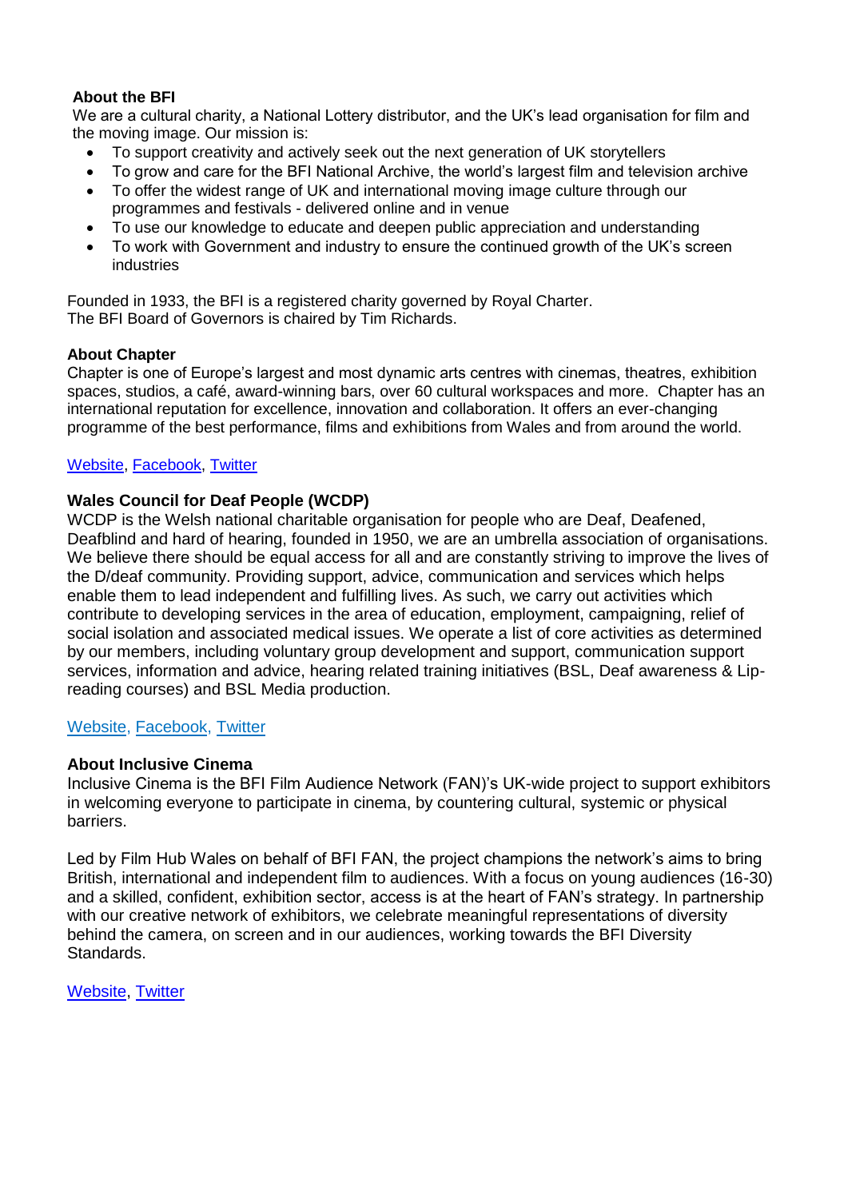**About the BFI**

We are a cultural charity, a National Lottery distributor, and the UK's lead organisation for film and the moving image. Our mission is:

- To support creativity and actively seek out the next generation of UK storytellers
- To grow and care for the BFI National Archive, the world's largest film and television archive
- To offer the widest range of UK and international moving image culture through our programmes and festivals - delivered online and in venue
- To use our knowledge to educate and deepen public appreciation and understanding
- To work with Government and industry to ensure the continued growth of the UK's screen industries

Founded in 1933, the BFI is a registered charity governed by Royal Charter.
The BFI Board of Governors is chaired by Tim Richards.

**About Chapter**

Chapter is one of Europe's largest and most dynamic arts centres with cinemas, theatres, exhibition spaces, studios, a café, award-winning bars, over 60 cultural workspaces and more. Chapter has an international reputation for excellence, innovation and collaboration. It offers an ever-changing programme of the best performance, films and exhibitions from Wales and from around the world.

Website, Facebook, Twitter

**Wales Council for Deaf People (WCDP)**

WCDP is the Welsh national charitable organisation for people who are Deaf, Deafened, Deafblind and hard of hearing, founded in 1950, we are an umbrella association of organisations. We believe there should be equal access for all and are constantly striving to improve the lives of the D/deaf community. Providing support, advice, communication and services which helps enable them to lead independent and fulfilling lives. As such, we carry out activities which contribute to developing services in the area of education, employment, campaigning, relief of social isolation and associated medical issues. We operate a list of core activities as determined by our members, including voluntary group development and support, communication support services, information and advice, hearing related training initiatives (BSL, Deaf awareness & Lip-reading courses) and BSL Media production.

Website, Facebook, Twitter

**About Inclusive Cinema**

Inclusive Cinema is the BFI Film Audience Network (FAN)'s UK-wide project to support exhibitors in welcoming everyone to participate in cinema, by countering cultural, systemic or physical barriers.

Led by Film Hub Wales on behalf of BFI FAN, the project champions the network's aims to bring British, international and independent film to audiences. With a focus on young audiences (16-30) and a skilled, confident, exhibition sector, access is at the heart of FAN's strategy. In partnership with our creative network of exhibitors, we celebrate meaningful representations of diversity behind the camera, on screen and in our audiences, working towards the BFI Diversity Standards.

Website, Twitter